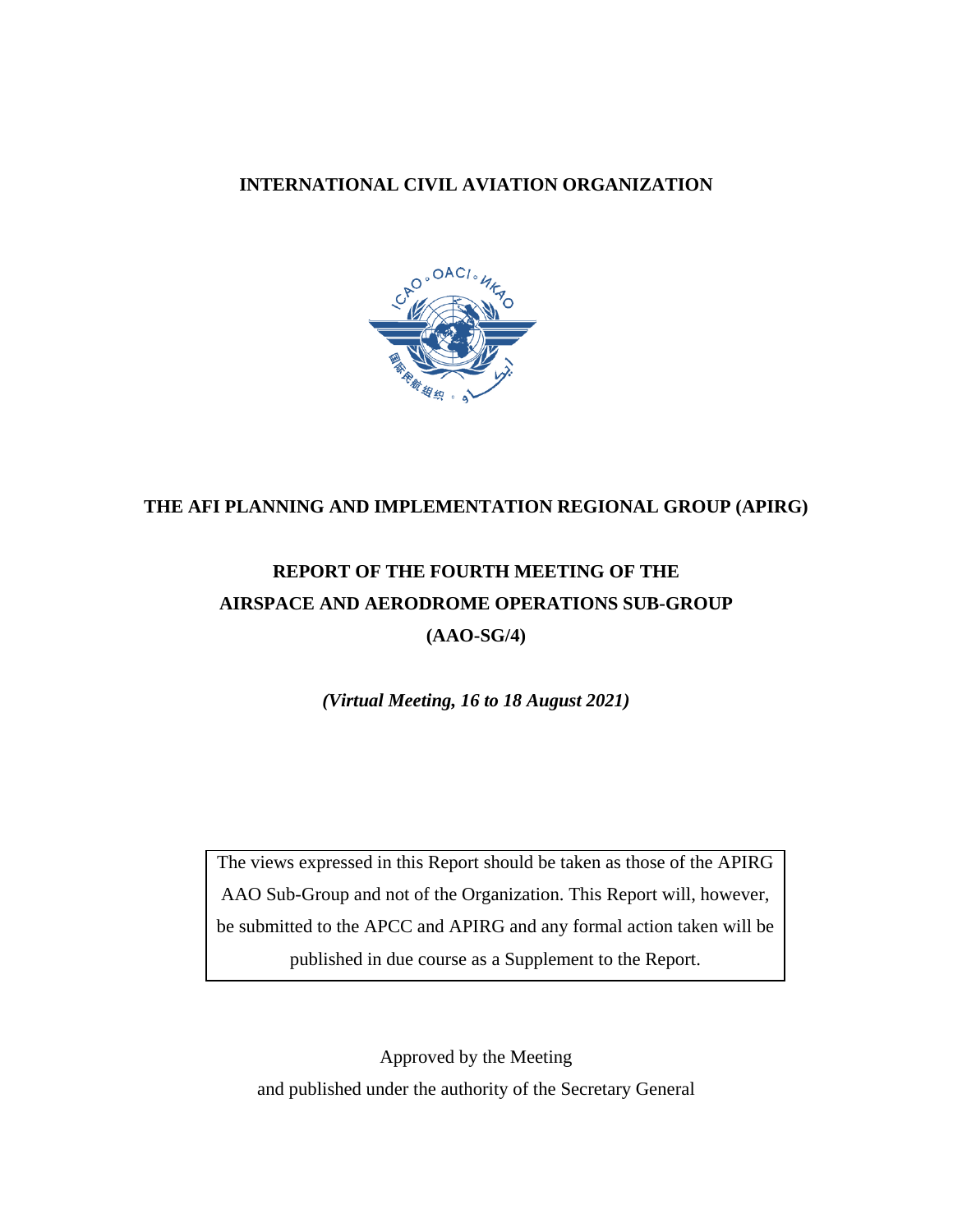**INTERNATIONAL CIVIL AVIATION ORGANIZATION**

# THE AFI PLANNING AND IMPLEMENTATION REGIONAL GROUP (APIRG)

# REPORT OF THE FOURTH MEETING OF THE AIRSPACE AND AERODROME OPERATIONS SUB-GROUP (AAO-SG/4)

***(Virtual Meeting, 16 to 18 August 2021)***

| The views expressed in this Report should be taken as those of the APIRG AAO Sub-Group and not of the Organization. This Report will, however, be submitted to the APCC and APIRG and any formal action taken will be published in due course as a Supplement to the Report. |
|---|

Approved by the Meeting
and published under the authority of the Secretary General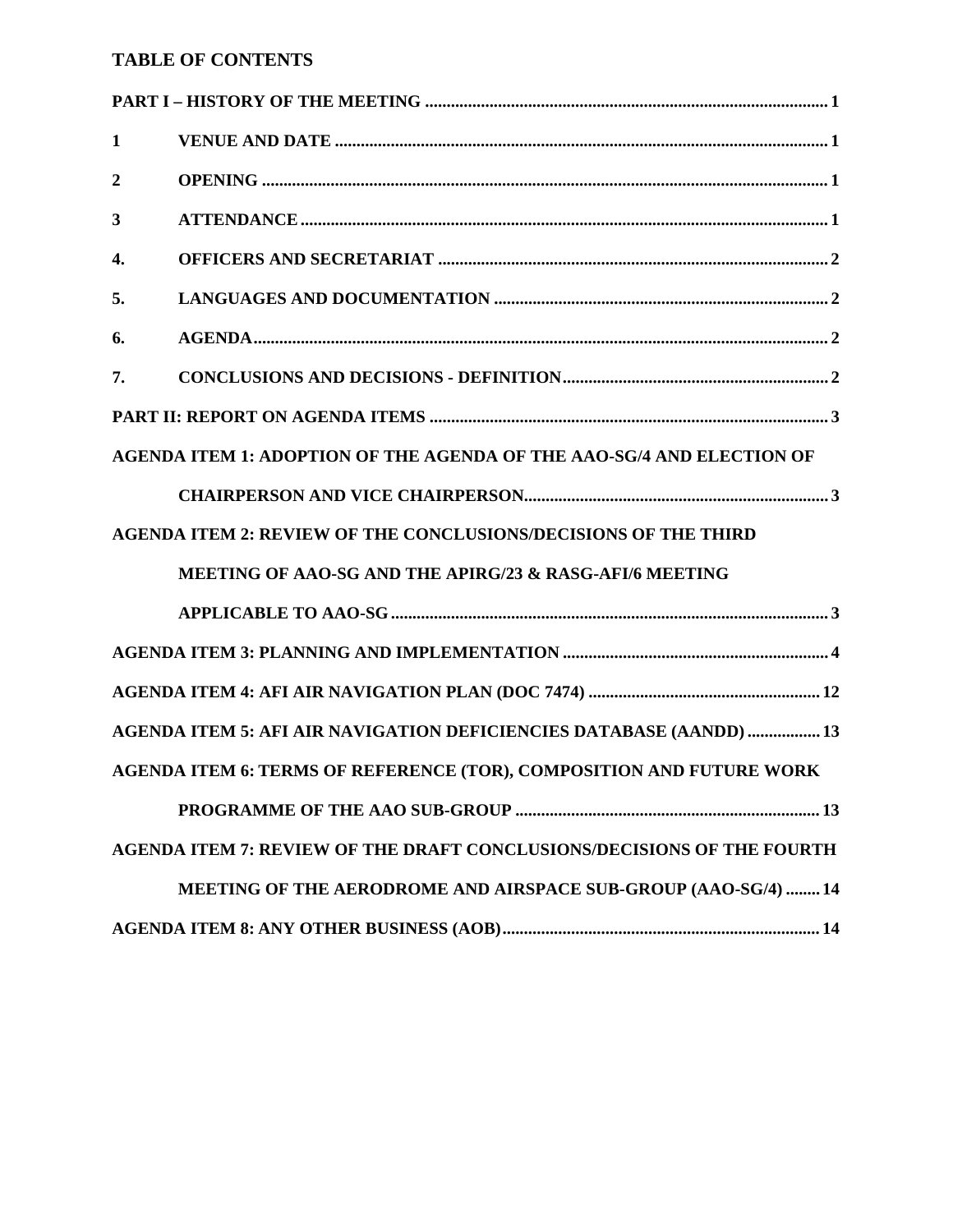## TABLE OF CONTENTS

**PART I – HISTORY OF THE MEETING** .......... 1

**1 VENUE AND DATE** .......... 1

**2 OPENING** .......... 1

**3 ATTENDANCE** .......... 1

**4. OFFICERS AND SECRETARIAT** .......... 2

**5. LANGUAGES AND DOCUMENTATION** .......... 2

**6. AGENDA** .......... 2

**7. CONCLUSIONS AND DECISIONS - DEFINITION** .......... 2

**PART II: REPORT ON AGENDA ITEMS** .......... 3

**AGENDA ITEM 1: ADOPTION OF THE AGENDA OF THE AAO-SG/4 AND ELECTION OF CHAIRPERSON AND VICE CHAIRPERSON** .......... 3

**AGENDA ITEM 2: REVIEW OF THE CONCLUSIONS/DECISIONS OF THE THIRD MEETING OF AAO-SG AND THE APIRG/23 & RASG-AFI/6 MEETING APPLICABLE TO AAO-SG** .......... 3

**AGENDA ITEM 3: PLANNING AND IMPLEMENTATION** .......... 4

**AGENDA ITEM 4: AFI AIR NAVIGATION PLAN (DOC 7474)** .......... 12

**AGENDA ITEM 5: AFI AIR NAVIGATION DEFICIENCIES DATABASE (AANDD)** .......... 13

**AGENDA ITEM 6: TERMS OF REFERENCE (TOR), COMPOSITION AND FUTURE WORK PROGRAMME OF THE AAO SUB-GROUP** .......... 13

**AGENDA ITEM 7: REVIEW OF THE DRAFT CONCLUSIONS/DECISIONS OF THE FOURTH MEETING OF THE AERODROME AND AIRSPACE SUB-GROUP (AAO-SG/4)** .......... 14

**AGENDA ITEM 8: ANY OTHER BUSINESS (AOB)** .......... 14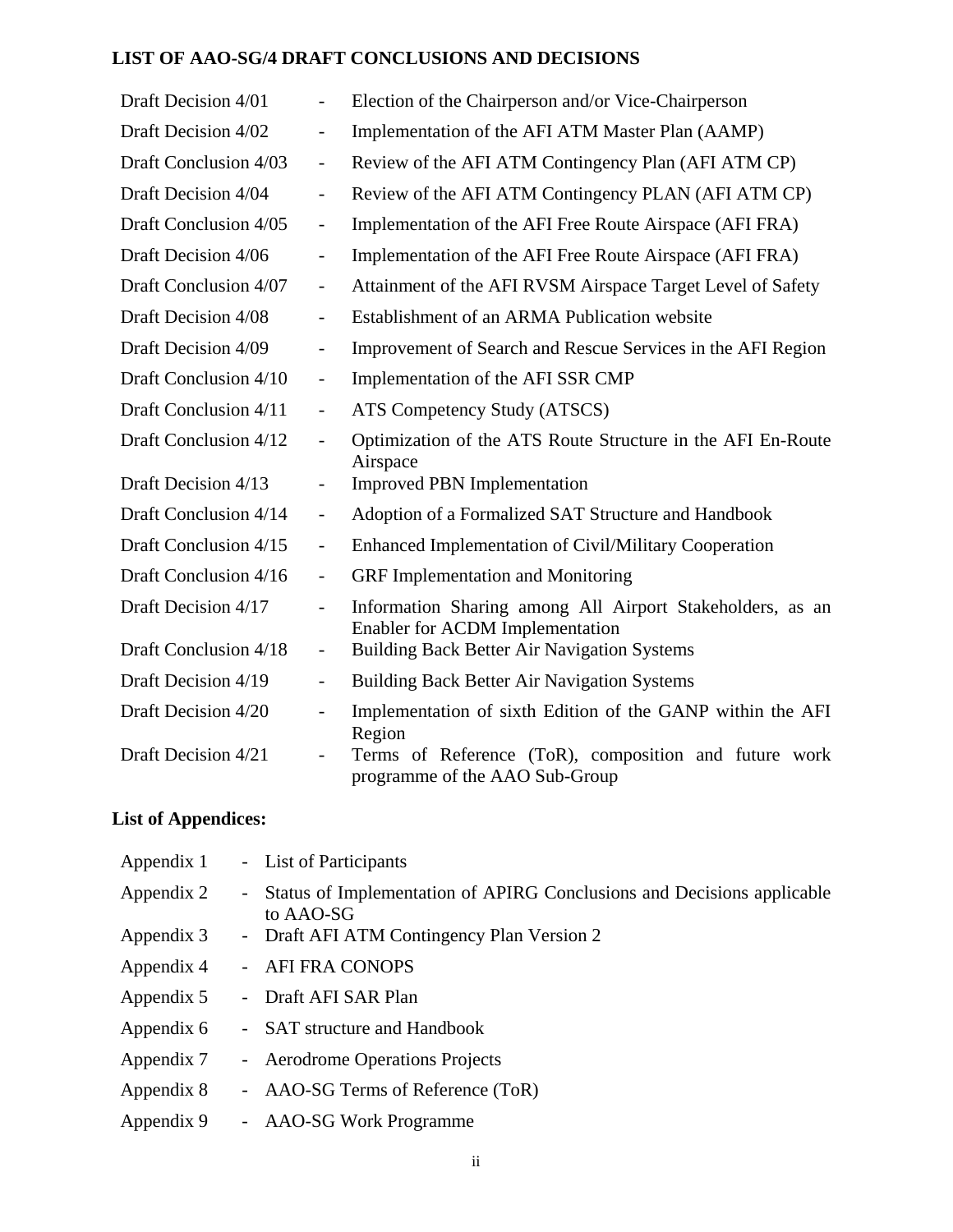**LIST OF AAO-SG/4 DRAFT CONCLUSIONS AND DECISIONS**

| | | |
|---|---|---|
| Draft Decision 4/01 | - | Election of the Chairperson and/or Vice-Chairperson |
| Draft Decision 4/02 | - | Implementation of the AFI ATM Master Plan (AAMP) |
| Draft Conclusion 4/03 | - | Review of the AFI ATM Contingency Plan (AFI ATM CP) |
| Draft Decision 4/04 | - | Review of the AFI ATM Contingency PLAN (AFI ATM CP) |
| Draft Conclusion 4/05 | - | Implementation of the AFI Free Route Airspace (AFI FRA) |
| Draft Decision 4/06 | - | Implementation of the AFI Free Route Airspace (AFI FRA) |
| Draft Conclusion 4/07 | - | Attainment of the AFI RVSM Airspace Target Level of Safety |
| Draft Decision 4/08 | - | Establishment of an ARMA Publication website |
| Draft Decision 4/09 | - | Improvement of Search and Rescue Services in the AFI Region |
| Draft Conclusion 4/10 | - | Implementation of the AFI SSR CMP |
| Draft Conclusion 4/11 | - | ATS Competency Study (ATSCS) |
| Draft Conclusion 4/12 | - | Optimization of the ATS Route Structure in the AFI En-Route Airspace |
| Draft Decision 4/13 | - | Improved PBN Implementation |
| Draft Conclusion 4/14 | - | Adoption of a Formalized SAT Structure and Handbook |
| Draft Conclusion 4/15 | - | Enhanced Implementation of Civil/Military Cooperation |
| Draft Conclusion 4/16 | - | GRF Implementation and Monitoring |
| Draft Decision 4/17 | - | Information Sharing among All Airport Stakeholders, as an Enabler for ACDM Implementation |
| Draft Conclusion 4/18 | - | Building Back Better Air Navigation Systems |
| Draft Decision 4/19 | - | Building Back Better Air Navigation Systems |
| Draft Decision 4/20 | - | Implementation of sixth Edition of the GANP within the AFI Region |
| Draft Decision 4/21 | - | Terms of Reference (ToR), composition and future work programme of the AAO Sub-Group |

**List of Appendices:**

| | | |
|---|---|---|
| Appendix 1 | - | List of Participants |
| Appendix 2 | - | Status of Implementation of APIRG Conclusions and Decisions applicable to AAO-SG |
| Appendix 3 | - | Draft AFI ATM Contingency Plan Version 2 |
| Appendix 4 | - | AFI FRA CONOPS |
| Appendix 5 | - | Draft AFI SAR Plan |
| Appendix 6 | - | SAT structure and Handbook |
| Appendix 7 | - | Aerodrome Operations Projects |
| Appendix 8 | - | AAO-SG Terms of Reference (ToR) |
| Appendix 9 | - | AAO-SG Work Programme |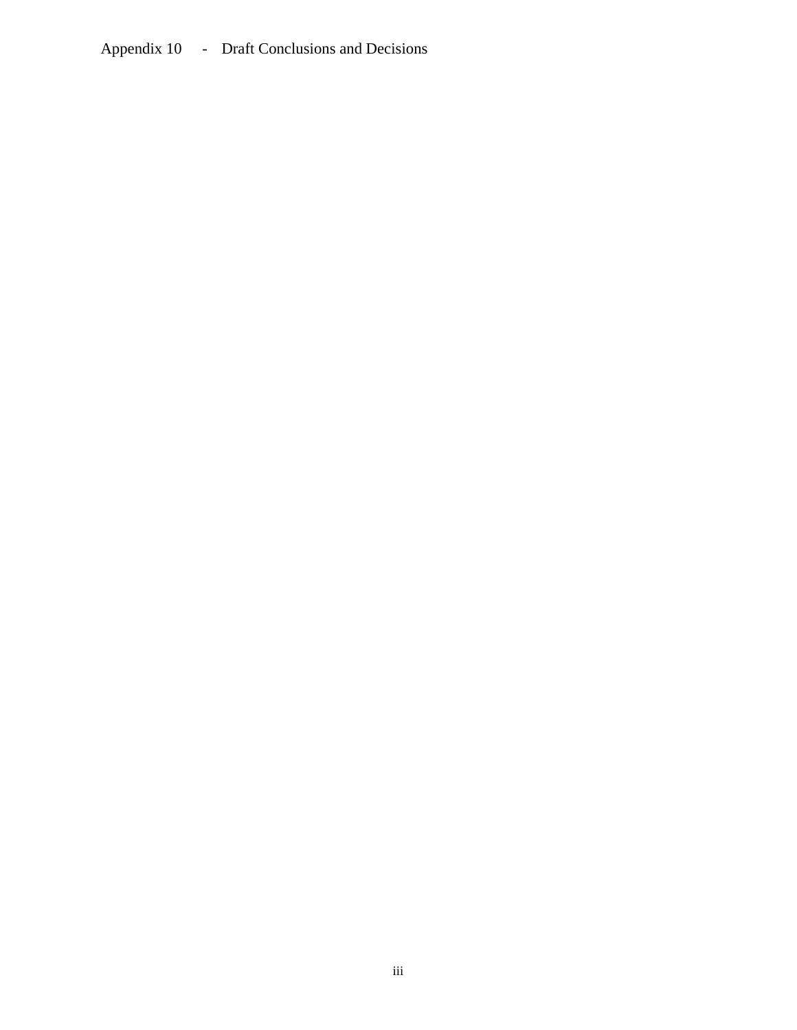Appendix 10 - Draft Conclusions and Decisions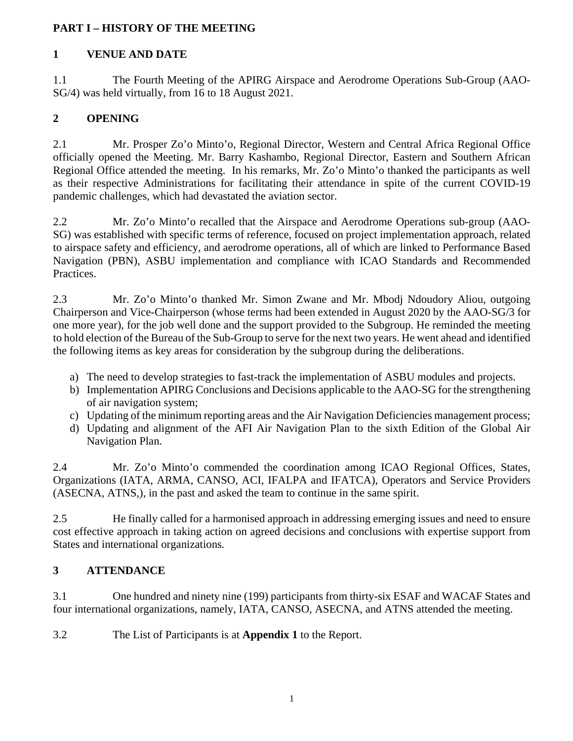# PART I – HISTORY OF THE MEETING

## 1 VENUE AND DATE

1.1 The Fourth Meeting of the APIRG Airspace and Aerodrome Operations Sub-Group (AAO-SG/4) was held virtually, from 16 to 18 August 2021.

## 2 OPENING

2.1 Mr. Prosper Zo'o Minto'o, Regional Director, Western and Central Africa Regional Office officially opened the Meeting. Mr. Barry Kashambo, Regional Director, Eastern and Southern African Regional Office attended the meeting. In his remarks, Mr. Zo'o Minto'o thanked the participants as well as their respective Administrations for facilitating their attendance in spite of the current COVID-19 pandemic challenges, which had devastated the aviation sector.

2.2 Mr. Zo'o Minto'o recalled that the Airspace and Aerodrome Operations sub-group (AAO-SG) was established with specific terms of reference, focused on project implementation approach, related to airspace safety and efficiency, and aerodrome operations, all of which are linked to Performance Based Navigation (PBN), ASBU implementation and compliance with ICAO Standards and Recommended Practices.

2.3 Mr. Zo'o Minto'o thanked Mr. Simon Zwane and Mr. Mbodj Ndoudory Aliou, outgoing Chairperson and Vice-Chairperson (whose terms had been extended in August 2020 by the AAO-SG/3 for one more year), for the job well done and the support provided to the Subgroup. He reminded the meeting to hold election of the Bureau of the Sub-Group to serve for the next two years. He went ahead and identified the following items as key areas for consideration by the subgroup during the deliberations.

a) The need to develop strategies to fast-track the implementation of ASBU modules and projects.
b) Implementation APIRG Conclusions and Decisions applicable to the AAO-SG for the strengthening of air navigation system;
c) Updating of the minimum reporting areas and the Air Navigation Deficiencies management process;
d) Updating and alignment of the AFI Air Navigation Plan to the sixth Edition of the Global Air Navigation Plan.

2.4 Mr. Zo'o Minto'o commended the coordination among ICAO Regional Offices, States, Organizations (IATA, ARMA, CANSO, ACI, IFALPA and IFATCA), Operators and Service Providers (ASECNA, ATNS,), in the past and asked the team to continue in the same spirit.

2.5 He finally called for a harmonised approach in addressing emerging issues and need to ensure cost effective approach in taking action on agreed decisions and conclusions with expertise support from States and international organizations.

## 3 ATTENDANCE

3.1 One hundred and ninety nine (199) participants from thirty-six ESAF and WACAF States and four international organizations, namely, IATA, CANSO, ASECNA, and ATNS attended the meeting.

3.2 The List of Participants is at **Appendix 1** to the Report.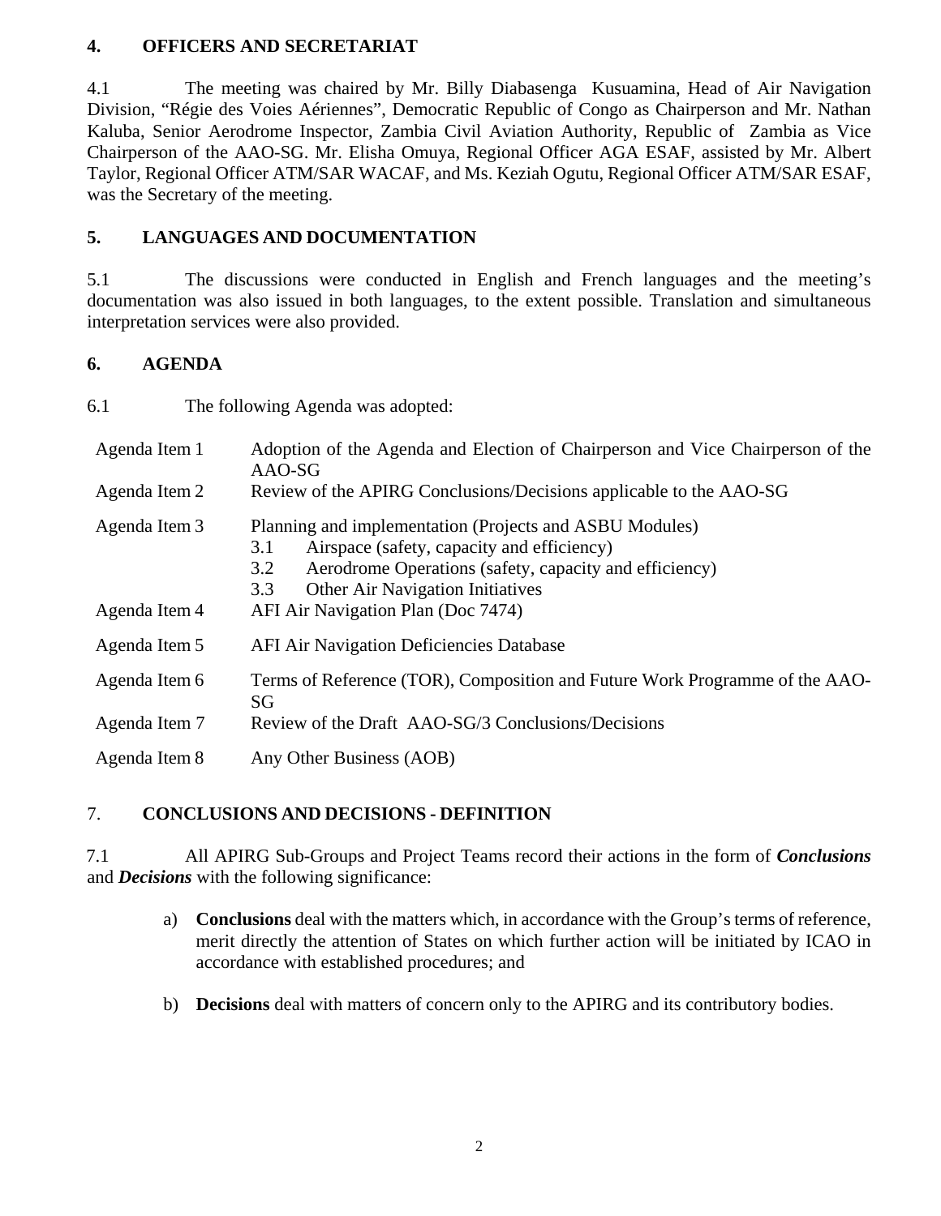## 4. OFFICERS AND SECRETARIAT

4.1 The meeting was chaired by Mr. Billy Diabasenga Kusuamina, Head of Air Navigation Division, "Régie des Voies Aériennes", Democratic Republic of Congo as Chairperson and Mr. Nathan Kaluba, Senior Aerodrome Inspector, Zambia Civil Aviation Authority, Republic of Zambia as Vice Chairperson of the AAO-SG. Mr. Elisha Omuya, Regional Officer AGA ESAF, assisted by Mr. Albert Taylor, Regional Officer ATM/SAR WACAF, and Ms. Keziah Ogutu, Regional Officer ATM/SAR ESAF, was the Secretary of the meeting.

## 5. LANGUAGES AND DOCUMENTATION

5.1 The discussions were conducted in English and French languages and the meeting's documentation was also issued in both languages, to the extent possible. Translation and simultaneous interpretation services were also provided.

## 6. AGENDA

6.1 The following Agenda was adopted:

| | |
|---|---|
| Agenda Item 1 | Adoption of the Agenda and Election of Chairperson and Vice Chairperson of the AAO-SG |
| Agenda Item 2 | Review of the APIRG Conclusions/Decisions applicable to the AAO-SG |
| Agenda Item 3 | Planning and implementation (Projects and ASBU Modules)<br>3.1 Airspace (safety, capacity and efficiency)<br>3.2 Aerodrome Operations (safety, capacity and efficiency)<br>3.3 Other Air Navigation Initiatives |
| Agenda Item 4 | AFI Air Navigation Plan (Doc 7474) |
| Agenda Item 5 | AFI Air Navigation Deficiencies Database |
| Agenda Item 6 | Terms of Reference (TOR), Composition and Future Work Programme of the AAO-SG |
| Agenda Item 7 | Review of the Draft AAO-SG/3 Conclusions/Decisions |
| Agenda Item 8 | Any Other Business (AOB) |

## 7. CONCLUSIONS AND DECISIONS - DEFINITION

7.1 All APIRG Sub-Groups and Project Teams record their actions in the form of ***Conclusions*** and ***Decisions*** with the following significance:

a) **Conclusions** deal with the matters which, in accordance with the Group's terms of reference, merit directly the attention of States on which further action will be initiated by ICAO in accordance with established procedures; and

b) **Decisions** deal with matters of concern only to the APIRG and its contributory bodies.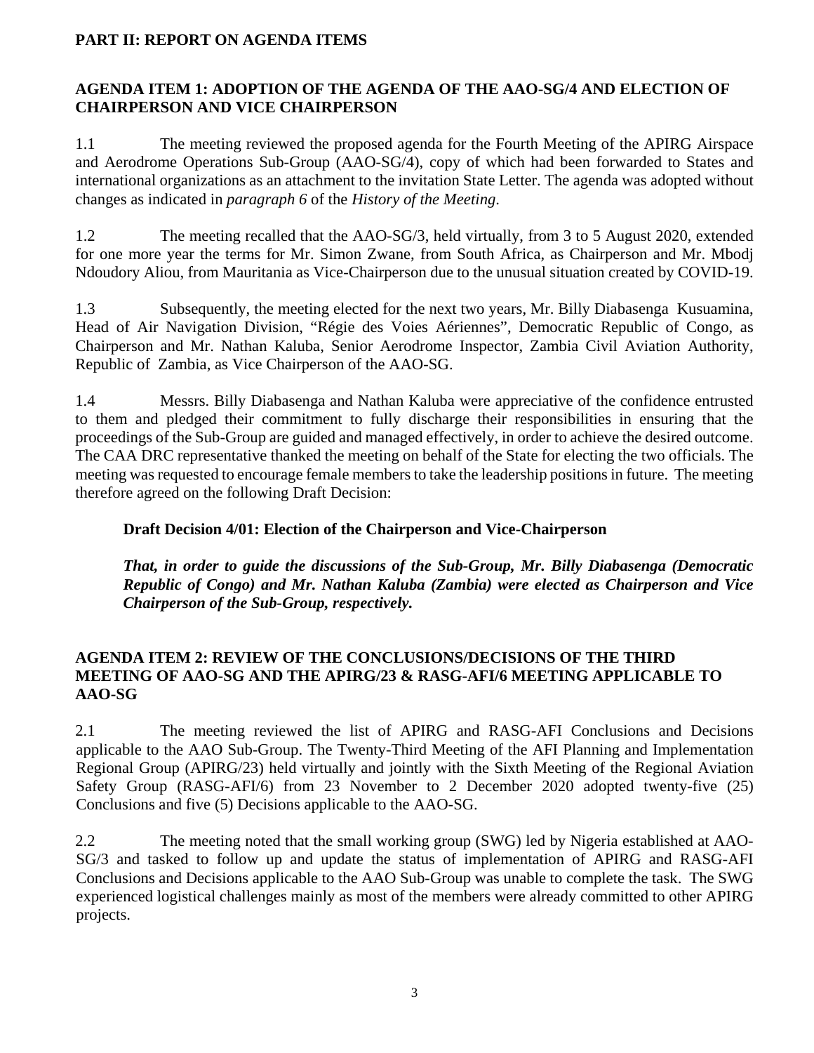## PART II: REPORT ON AGENDA ITEMS

### AGENDA ITEM 1: ADOPTION OF THE AGENDA OF THE AAO-SG/4 AND ELECTION OF CHAIRPERSON AND VICE CHAIRPERSON

1.1 The meeting reviewed the proposed agenda for the Fourth Meeting of the APIRG Airspace and Aerodrome Operations Sub-Group (AAO-SG/4), copy of which had been forwarded to States and international organizations as an attachment to the invitation State Letter. The agenda was adopted without changes as indicated in *paragraph 6* of the *History of the Meeting*.

1.2 The meeting recalled that the AAO-SG/3, held virtually, from 3 to 5 August 2020, extended for one more year the terms for Mr. Simon Zwane, from South Africa, as Chairperson and Mr. Mbodj Ndoudory Aliou, from Mauritania as Vice-Chairperson due to the unusual situation created by COVID-19.

1.3 Subsequently, the meeting elected for the next two years, Mr. Billy Diabasenga Kusuamina, Head of Air Navigation Division, "Régie des Voies Aériennes", Democratic Republic of Congo, as Chairperson and Mr. Nathan Kaluba, Senior Aerodrome Inspector, Zambia Civil Aviation Authority, Republic of Zambia, as Vice Chairperson of the AAO-SG.

1.4 Messrs. Billy Diabasenga and Nathan Kaluba were appreciative of the confidence entrusted to them and pledged their commitment to fully discharge their responsibilities in ensuring that the proceedings of the Sub-Group are guided and managed effectively, in order to achieve the desired outcome. The CAA DRC representative thanked the meeting on behalf of the State for electing the two officials. The meeting was requested to encourage female members to take the leadership positions in future. The meeting therefore agreed on the following Draft Decision:

**Draft Decision 4/01: Election of the Chairperson and Vice-Chairperson**

***That, in order to guide the discussions of the Sub-Group, Mr. Billy Diabasenga (Democratic Republic of Congo) and Mr. Nathan Kaluba (Zambia) were elected as Chairperson and Vice Chairperson of the Sub-Group, respectively.***

### AGENDA ITEM 2: REVIEW OF THE CONCLUSIONS/DECISIONS OF THE THIRD MEETING OF AAO-SG AND THE APIRG/23 & RASG-AFI/6 MEETING APPLICABLE TO AAO-SG

2.1 The meeting reviewed the list of APIRG and RASG-AFI Conclusions and Decisions applicable to the AAO Sub-Group. The Twenty-Third Meeting of the AFI Planning and Implementation Regional Group (APIRG/23) held virtually and jointly with the Sixth Meeting of the Regional Aviation Safety Group (RASG-AFI/6) from 23 November to 2 December 2020 adopted twenty-five (25) Conclusions and five (5) Decisions applicable to the AAO-SG.

2.2 The meeting noted that the small working group (SWG) led by Nigeria established at AAO-SG/3 and tasked to follow up and update the status of implementation of APIRG and RASG-AFI Conclusions and Decisions applicable to the AAO Sub-Group was unable to complete the task. The SWG experienced logistical challenges mainly as most of the members were already committed to other APIRG projects.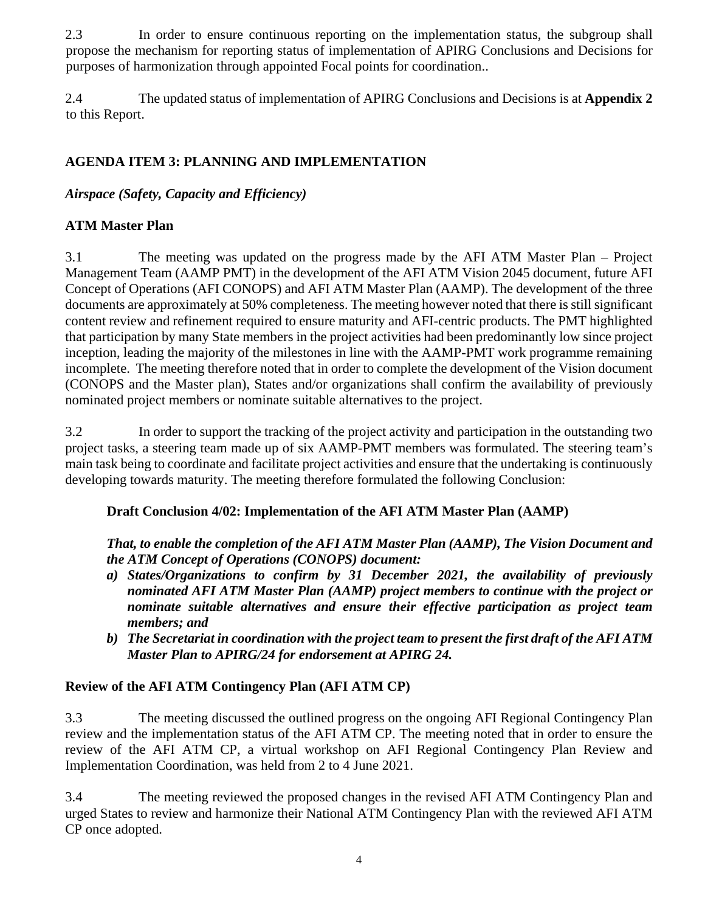2.3 In order to ensure continuous reporting on the implementation status, the subgroup shall propose the mechanism for reporting status of implementation of APIRG Conclusions and Decisions for purposes of harmonization through appointed Focal points for coordination..

2.4 The updated status of implementation of APIRG Conclusions and Decisions is at **Appendix 2** to this Report.

## AGENDA ITEM 3: PLANNING AND IMPLEMENTATION

***Airspace (Safety, Capacity and Efficiency)***

### ATM Master Plan

3.1 The meeting was updated on the progress made by the AFI ATM Master Plan – Project Management Team (AAMP PMT) in the development of the AFI ATM Vision 2045 document, future AFI Concept of Operations (AFI CONOPS) and AFI ATM Master Plan (AAMP). The development of the three documents are approximately at 50% completeness. The meeting however noted that there is still significant content review and refinement required to ensure maturity and AFI-centric products. The PMT highlighted that participation by many State members in the project activities had been predominantly low since project inception, leading the majority of the milestones in line with the AAMP-PMT work programme remaining incomplete. The meeting therefore noted that in order to complete the development of the Vision document (CONOPS and the Master plan), States and/or organizations shall confirm the availability of previously nominated project members or nominate suitable alternatives to the project.

3.2 In order to support the tracking of the project activity and participation in the outstanding two project tasks, a steering team made up of six AAMP-PMT members was formulated. The steering team's main task being to coordinate and facilitate project activities and ensure that the undertaking is continuously developing towards maturity. The meeting therefore formulated the following Conclusion:

**Draft Conclusion 4/02: Implementation of the AFI ATM Master Plan (AAMP)**

***That, to enable the completion of the AFI ATM Master Plan (AAMP), The Vision Document and the ATM Concept of Operations (CONOPS) document:***

***a) States/Organizations to confirm by 31 December 2021, the availability of previously nominated AFI ATM Master Plan (AAMP) project members to continue with the project or nominate suitable alternatives and ensure their effective participation as project team members; and***

***b) The Secretariat in coordination with the project team to present the first draft of the AFI ATM Master Plan to APIRG/24 for endorsement at APIRG 24.***

### Review of the AFI ATM Contingency Plan (AFI ATM CP)

3.3 The meeting discussed the outlined progress on the ongoing AFI Regional Contingency Plan review and the implementation status of the AFI ATM CP. The meeting noted that in order to ensure the review of the AFI ATM CP, a virtual workshop on AFI Regional Contingency Plan Review and Implementation Coordination, was held from 2 to 4 June 2021.

3.4 The meeting reviewed the proposed changes in the revised AFI ATM Contingency Plan and urged States to review and harmonize their National ATM Contingency Plan with the reviewed AFI ATM CP once adopted.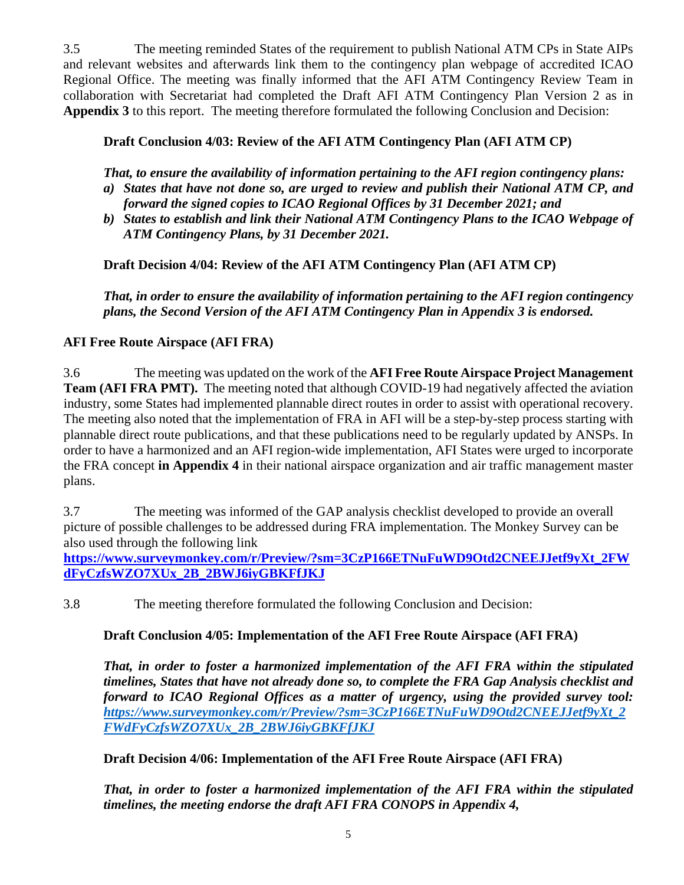3.5 The meeting reminded States of the requirement to publish National ATM CPs in State AIPs and relevant websites and afterwards link them to the contingency plan webpage of accredited ICAO Regional Office. The meeting was finally informed that the AFI ATM Contingency Review Team in collaboration with Secretariat had completed the Draft AFI ATM Contingency Plan Version 2 as in **Appendix 3** to this report. The meeting therefore formulated the following Conclusion and Decision:

**Draft Conclusion 4/03: Review of the AFI ATM Contingency Plan (AFI ATM CP)**

***That, to ensure the availability of information pertaining to the AFI region contingency plans:***

***a) States that have not done so, are urged to review and publish their National ATM CP, and forward the signed copies to ICAO Regional Offices by 31 December 2021; and***

***b) States to establish and link their National ATM Contingency Plans to the ICAO Webpage of ATM Contingency Plans, by 31 December 2021.***

**Draft Decision 4/04: Review of the AFI ATM Contingency Plan (AFI ATM CP)**

***That, in order to ensure the availability of information pertaining to the AFI region contingency plans, the Second Version of the AFI ATM Contingency Plan in Appendix 3 is endorsed.***

**AFI Free Route Airspace (AFI FRA)**

3.6 The meeting was updated on the work of the **AFI Free Route Airspace Project Management Team (AFI FRA PMT).** The meeting noted that although COVID-19 had negatively affected the aviation industry, some States had implemented plannable direct routes in order to assist with operational recovery. The meeting also noted that the implementation of FRA in AFI will be a step-by-step process starting with plannable direct route publications, and that these publications need to be regularly updated by ANSPs. In order to have a harmonized and an AFI region-wide implementation, AFI States were urged to incorporate the FRA concept **in Appendix 4** in their national airspace organization and air traffic management master plans.

3.7 The meeting was informed of the GAP analysis checklist developed to provide an overall picture of possible challenges to be addressed during FRA implementation. The Monkey Survey can be also used through the following link **https://www.surveymonkey.com/r/Preview/?sm=3CzP166ETNuFuWD9Otd2CNEEJJetf9yXt_2FWdFyCzfsWZO7XUx_2B_2BWJ6iyGBKFfJKJ**

3.8 The meeting therefore formulated the following Conclusion and Decision:

**Draft Conclusion 4/05: Implementation of the AFI Free Route Airspace (AFI FRA)**

***That, in order to foster a harmonized implementation of the AFI FRA within the stipulated timelines, States that have not already done so, to complete the FRA Gap Analysis checklist and forward to ICAO Regional Offices as a matter of urgency, using the provided survey tool: https://www.surveymonkey.com/r/Preview/?sm=3CzP166ETNuFuWD9Otd2CNEEJJetf9yXt_2FWdFyCzfsWZO7XUx_2B_2BWJ6iyGBKFfJKJ***

**Draft Decision 4/06: Implementation of the AFI Free Route Airspace (AFI FRA)**

***That, in order to foster a harmonized implementation of the AFI FRA within the stipulated timelines, the meeting endorse the draft AFI FRA CONOPS in Appendix 4,***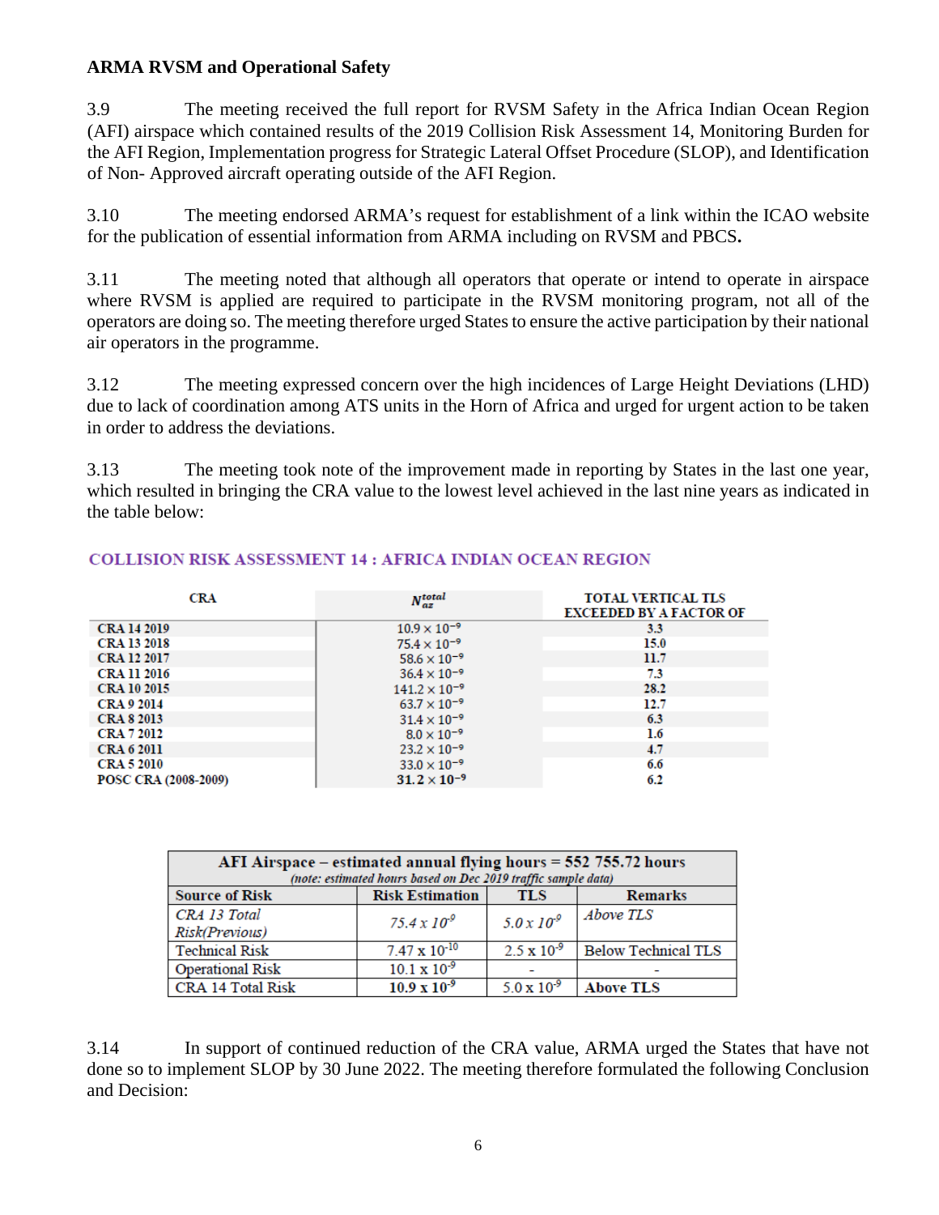**ARMA RVSM and Operational Safety**

3.9 The meeting received the full report for RVSM Safety in the Africa Indian Ocean Region (AFI) airspace which contained results of the 2019 Collision Risk Assessment 14, Monitoring Burden for the AFI Region, Implementation progress for Strategic Lateral Offset Procedure (SLOP), and Identification of Non- Approved aircraft operating outside of the AFI Region.

3.10 The meeting endorsed ARMA's request for establishment of a link within the ICAO website for the publication of essential information from ARMA including on RVSM and PBCS**.**

3.11 The meeting noted that although all operators that operate or intend to operate in airspace where RVSM is applied are required to participate in the RVSM monitoring program, not all of the operators are doing so. The meeting therefore urged States to ensure the active participation by their national air operators in the programme.

3.12 The meeting expressed concern over the high incidences of Large Height Deviations (LHD) due to lack of coordination among ATS units in the Horn of Africa and urged for urgent action to be taken in order to address the deviations.

3.13 The meeting took note of the improvement made in reporting by States in the last one year, which resulted in bringing the CRA value to the lowest level achieved in the last nine years as indicated in the table below:

**COLLISION RISK ASSESSMENT 14 : AFRICA INDIAN OCEAN REGION**

| CRA | $N_{az}^{total}$ | TOTAL VERTICAL TLS EXCEEDED BY A FACTOR OF |
|---|---|---|
| CRA 14 2019 | $10.9 \times 10^{-9}$ | 3.3 |
| CRA 13 2018 | $75.4 \times 10^{-9}$ | 15.0 |
| CRA 12 2017 | $58.6 \times 10^{-9}$ | 11.7 |
| CRA 11 2016 | $36.4 \times 10^{-9}$ | 7.3 |
| CRA 10 2015 | $141.2 \times 10^{-9}$ | 28.2 |
| CRA 9 2014 | $63.7 \times 10^{-9}$ | 12.7 |
| CRA 8 2013 | $31.4 \times 10^{-9}$ | 6.3 |
| CRA 7 2012 | $8.0 \times 10^{-9}$ | 1.6 |
| CRA 6 2011 | $23.2 \times 10^{-9}$ | 4.7 |
| CRA 5 2010 | $33.0 \times 10^{-9}$ | 6.6 |
| POSC CRA (2008-2009) | $31.2 \times 10^{-9}$ | 6.2 |

| AFI Airspace – estimated annual flying hours = 552 755.72 hours *(note: estimated hours based on Dec 2019 traffic sample data)* | | | |
|---|---|---|---|
| **Source of Risk** | **Risk Estimation** | **TLS** | **Remarks** |
| *CRA 13 Total Risk(Previous)* | *$75.4 \times 10^{-9}$* | *$5.0 \times 10^{-9}$* | *Above TLS* |
| Technical Risk | $7.47 \times 10^{-10}$ | $2.5 \times 10^{-9}$ | Below Technical TLS |
| Operational Risk | $10.1 \times 10^{-9}$ | - | - |
| CRA 14 Total Risk | **$10.9 \times 10^{-9}$** | $5.0 \times 10^{-9}$ | **Above TLS** |

3.14 In support of continued reduction of the CRA value, ARMA urged the States that have not done so to implement SLOP by 30 June 2022. The meeting therefore formulated the following Conclusion and Decision: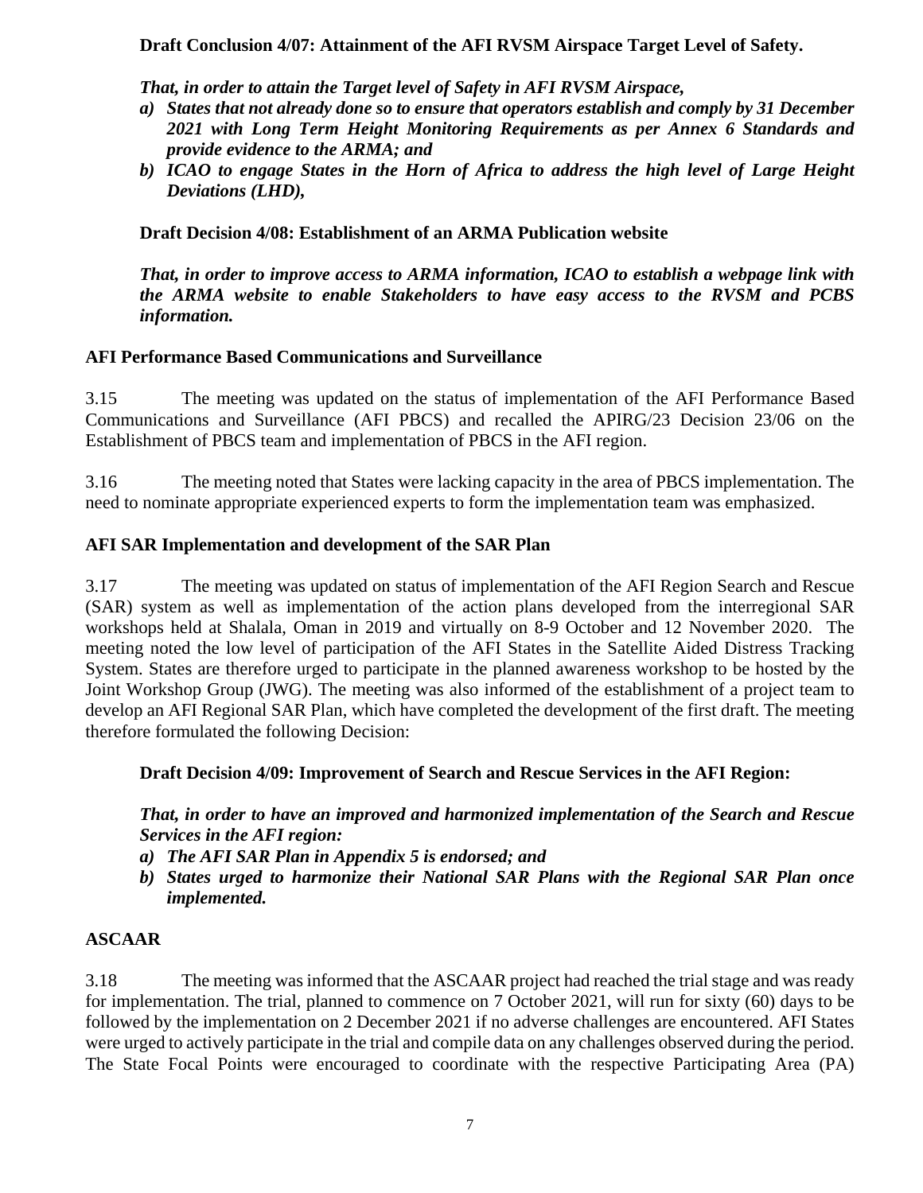**Draft Conclusion 4/07: Attainment of the AFI RVSM Airspace Target Level of Safety.**

***That, in order to attain the Target level of Safety in AFI RVSM Airspace,***

*a)* ***States that not already done so to ensure that operators establish and comply by 31 December 2021 with Long Term Height Monitoring Requirements as per Annex 6 Standards and provide evidence to the ARMA; and***
*b)* ***ICAO to engage States in the Horn of Africa to address the high level of Large Height Deviations (LHD),***

**Draft Decision 4/08: Establishment of an ARMA Publication website**

***That, in order to improve access to ARMA information, ICAO to establish a webpage link with the ARMA website to enable Stakeholders to have easy access to the RVSM and PCBS information.***

**AFI Performance Based Communications and Surveillance**

3.15 The meeting was updated on the status of implementation of the AFI Performance Based Communications and Surveillance (AFI PBCS) and recalled the APIRG/23 Decision 23/06 on the Establishment of PBCS team and implementation of PBCS in the AFI region.

3.16 The meeting noted that States were lacking capacity in the area of PBCS implementation. The need to nominate appropriate experienced experts to form the implementation team was emphasized.

**AFI SAR Implementation and development of the SAR Plan**

3.17 The meeting was updated on status of implementation of the AFI Region Search and Rescue (SAR) system as well as implementation of the action plans developed from the interregional SAR workshops held at Shalala, Oman in 2019 and virtually on 8-9 October and 12 November 2020. The meeting noted the low level of participation of the AFI States in the Satellite Aided Distress Tracking System. States are therefore urged to participate in the planned awareness workshop to be hosted by the Joint Workshop Group (JWG). The meeting was also informed of the establishment of a project team to develop an AFI Regional SAR Plan, which have completed the development of the first draft. The meeting therefore formulated the following Decision:

**Draft Decision 4/09: Improvement of Search and Rescue Services in the AFI Region:**

***That, in order to have an improved and harmonized implementation of the Search and Rescue Services in the AFI region:***

*a)* ***The AFI SAR Plan in Appendix 5 is endorsed; and***
*b)* ***States urged to harmonize their National SAR Plans with the Regional SAR Plan once implemented.***

**ASCAAR**

3.18 The meeting was informed that the ASCAAR project had reached the trial stage and was ready for implementation. The trial, planned to commence on 7 October 2021, will run for sixty (60) days to be followed by the implementation on 2 December 2021 if no adverse challenges are encountered. AFI States were urged to actively participate in the trial and compile data on any challenges observed during the period. The State Focal Points were encouraged to coordinate with the respective Participating Area (PA)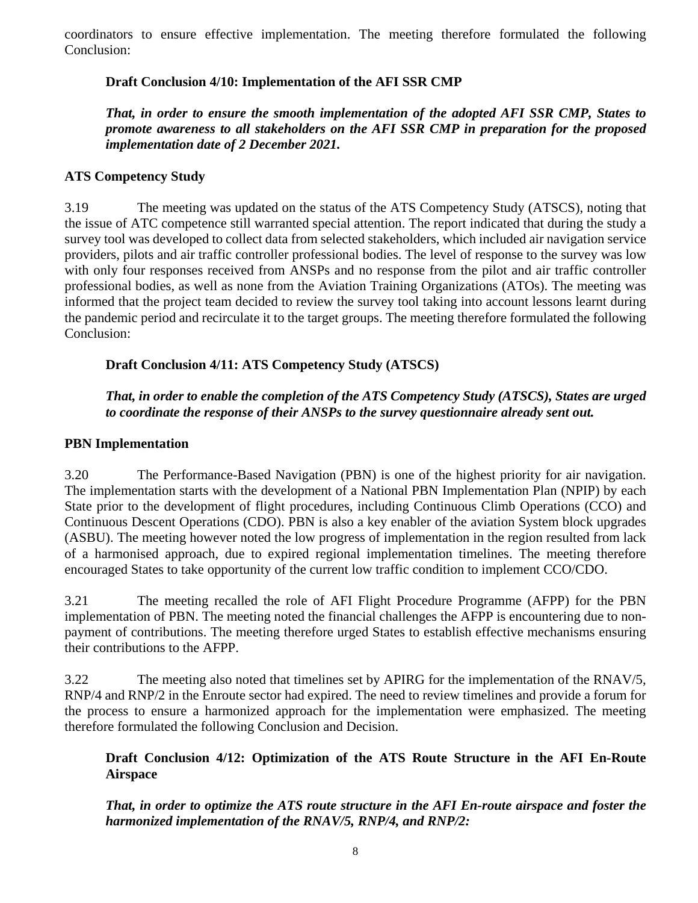coordinators to ensure effective implementation. The meeting therefore formulated the following Conclusion:

**Draft Conclusion 4/10: Implementation of the AFI SSR CMP**

***That, in order to ensure the smooth implementation of the adopted AFI SSR CMP, States to promote awareness to all stakeholders on the AFI SSR CMP in preparation for the proposed implementation date of 2 December 2021.***

**ATS Competency Study**

3.19 The meeting was updated on the status of the ATS Competency Study (ATSCS), noting that the issue of ATC competence still warranted special attention. The report indicated that during the study a survey tool was developed to collect data from selected stakeholders, which included air navigation service providers, pilots and air traffic controller professional bodies. The level of response to the survey was low with only four responses received from ANSPs and no response from the pilot and air traffic controller professional bodies, as well as none from the Aviation Training Organizations (ATOs). The meeting was informed that the project team decided to review the survey tool taking into account lessons learnt during the pandemic period and recirculate it to the target groups. The meeting therefore formulated the following Conclusion:

**Draft Conclusion 4/11: ATS Competency Study (ATSCS)**

***That, in order to enable the completion of the ATS Competency Study (ATSCS), States are urged to coordinate the response of their ANSPs to the survey questionnaire already sent out.***

**PBN Implementation**

3.20 The Performance-Based Navigation (PBN) is one of the highest priority for air navigation. The implementation starts with the development of a National PBN Implementation Plan (NPIP) by each State prior to the development of flight procedures, including Continuous Climb Operations (CCO) and Continuous Descent Operations (CDO). PBN is also a key enabler of the aviation System block upgrades (ASBU). The meeting however noted the low progress of implementation in the region resulted from lack of a harmonised approach, due to expired regional implementation timelines. The meeting therefore encouraged States to take opportunity of the current low traffic condition to implement CCO/CDO.

3.21 The meeting recalled the role of AFI Flight Procedure Programme (AFPP) for the PBN implementation of PBN. The meeting noted the financial challenges the AFPP is encountering due to non-payment of contributions. The meeting therefore urged States to establish effective mechanisms ensuring their contributions to the AFPP.

3.22 The meeting also noted that timelines set by APIRG for the implementation of the RNAV/5, RNP/4 and RNP/2 in the Enroute sector had expired. The need to review timelines and provide a forum for the process to ensure a harmonized approach for the implementation were emphasized. The meeting therefore formulated the following Conclusion and Decision.

**Draft Conclusion 4/12: Optimization of the ATS Route Structure in the AFI En-Route Airspace**

***That, in order to optimize the ATS route structure in the AFI En-route airspace and foster the harmonized implementation of the RNAV/5, RNP/4, and RNP/2:***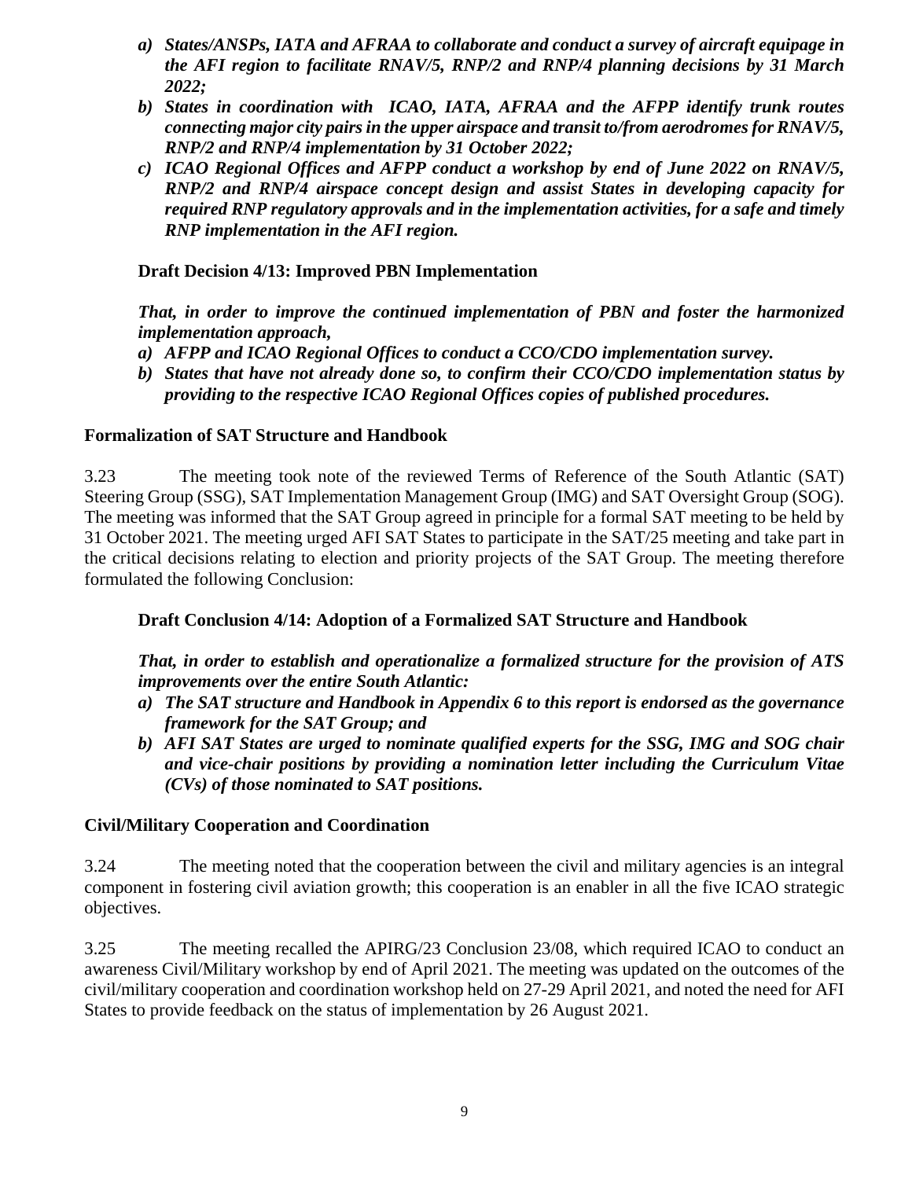*a) States/ANSPs, IATA and AFRAA to collaborate and conduct a survey of aircraft equipage in the AFI region to facilitate RNAV/5, RNP/2 and RNP/4 planning decisions by 31 March 2022;*
*b) States in coordination with ICAO, IATA, AFRAA and the AFPP identify trunk routes connecting major city pairs in the upper airspace and transit to/from aerodromes for RNAV/5, RNP/2 and RNP/4 implementation by 31 October 2022;*
*c) ICAO Regional Offices and AFPP conduct a workshop by end of June 2022 on RNAV/5, RNP/2 and RNP/4 airspace concept design and assist States in developing capacity for required RNP regulatory approvals and in the implementation activities, for a safe and timely RNP implementation in the AFI region.*

**Draft Decision 4/13: Improved PBN Implementation**

*That, in order to improve the continued implementation of PBN and foster the harmonized implementation approach,*
*a) AFPP and ICAO Regional Offices to conduct a CCO/CDO implementation survey.*
*b) States that have not already done so, to confirm their CCO/CDO implementation status by providing to the respective ICAO Regional Offices copies of published procedures.*

**Formalization of SAT Structure and Handbook**

3.23 The meeting took note of the reviewed Terms of Reference of the South Atlantic (SAT) Steering Group (SSG), SAT Implementation Management Group (IMG) and SAT Oversight Group (SOG). The meeting was informed that the SAT Group agreed in principle for a formal SAT meeting to be held by 31 October 2021. The meeting urged AFI SAT States to participate in the SAT/25 meeting and take part in the critical decisions relating to election and priority projects of the SAT Group. The meeting therefore formulated the following Conclusion:

**Draft Conclusion 4/14: Adoption of a Formalized SAT Structure and Handbook**

*That, in order to establish and operationalize a formalized structure for the provision of ATS improvements over the entire South Atlantic:*
*a) The SAT structure and Handbook in Appendix 6 to this report is endorsed as the governance framework for the SAT Group; and*
*b) AFI SAT States are urged to nominate qualified experts for the SSG, IMG and SOG chair and vice-chair positions by providing a nomination letter including the Curriculum Vitae (CVs) of those nominated to SAT positions.*

**Civil/Military Cooperation and Coordination**

3.24 The meeting noted that the cooperation between the civil and military agencies is an integral component in fostering civil aviation growth; this cooperation is an enabler in all the five ICAO strategic objectives.

3.25 The meeting recalled the APIRG/23 Conclusion 23/08, which required ICAO to conduct an awareness Civil/Military workshop by end of April 2021. The meeting was updated on the outcomes of the civil/military cooperation and coordination workshop held on 27-29 April 2021, and noted the need for AFI States to provide feedback on the status of implementation by 26 August 2021.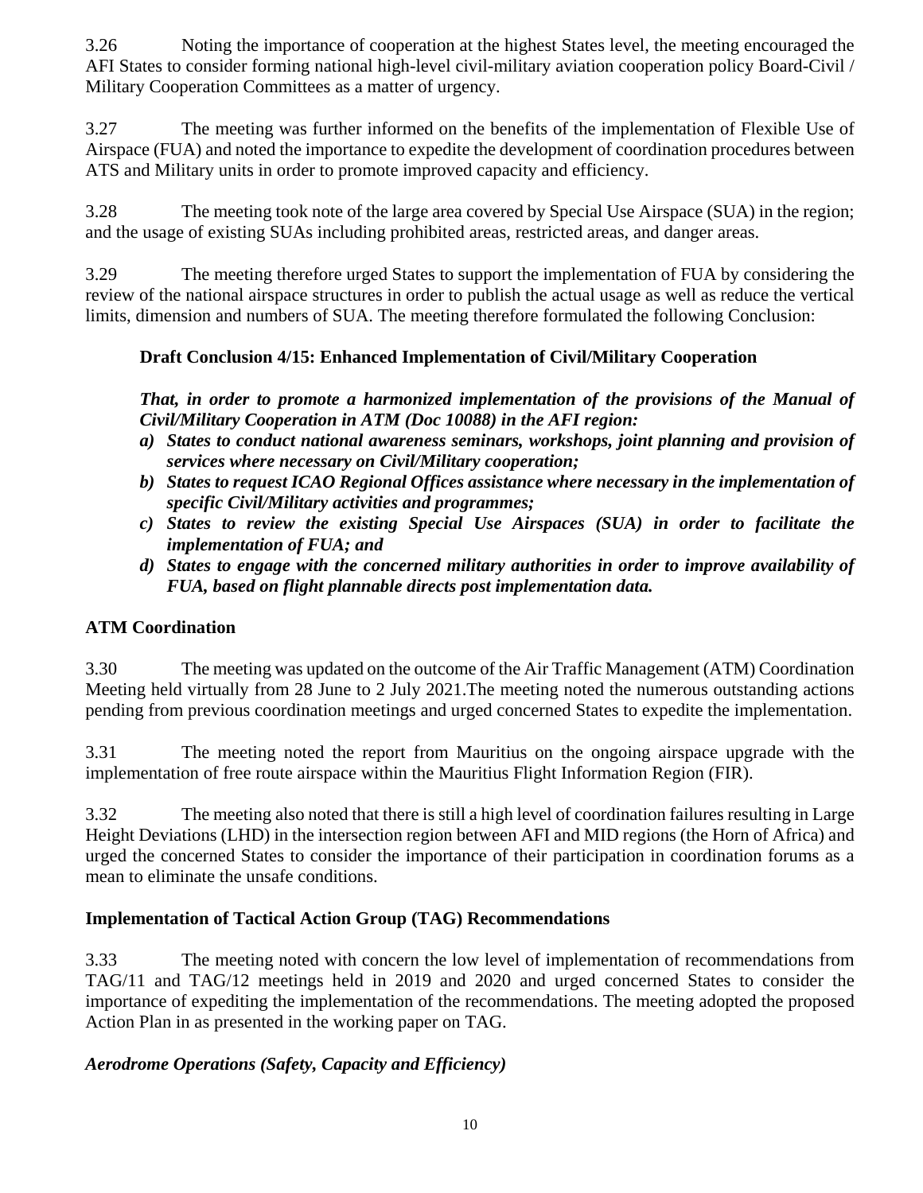3.26 Noting the importance of cooperation at the highest States level, the meeting encouraged the AFI States to consider forming national high-level civil-military aviation cooperation policy Board-Civil / Military Cooperation Committees as a matter of urgency.

3.27 The meeting was further informed on the benefits of the implementation of Flexible Use of Airspace (FUA) and noted the importance to expedite the development of coordination procedures between ATS and Military units in order to promote improved capacity and efficiency.

3.28 The meeting took note of the large area covered by Special Use Airspace (SUA) in the region; and the usage of existing SUAs including prohibited areas, restricted areas, and danger areas.

3.29 The meeting therefore urged States to support the implementation of FUA by considering the review of the national airspace structures in order to publish the actual usage as well as reduce the vertical limits, dimension and numbers of SUA. The meeting therefore formulated the following Conclusion:

**Draft Conclusion 4/15: Enhanced Implementation of Civil/Military Cooperation**

***That, in order to promote a harmonized implementation of the provisions of the Manual of Civil/Military Cooperation in ATM (Doc 10088) in the AFI region:***

***a) States to conduct national awareness seminars, workshops, joint planning and provision of services where necessary on Civil/Military cooperation;***
***b) States to request ICAO Regional Offices assistance where necessary in the implementation of specific Civil/Military activities and programmes;***
***c) States to review the existing Special Use Airspaces (SUA) in order to facilitate the implementation of FUA; and***
***d) States to engage with the concerned military authorities in order to improve availability of FUA, based on flight plannable directs post implementation data.***

**ATM Coordination**

3.30 The meeting was updated on the outcome of the Air Traffic Management (ATM) Coordination Meeting held virtually from 28 June to 2 July 2021.The meeting noted the numerous outstanding actions pending from previous coordination meetings and urged concerned States to expedite the implementation.

3.31 The meeting noted the report from Mauritius on the ongoing airspace upgrade with the implementation of free route airspace within the Mauritius Flight Information Region (FIR).

3.32 The meeting also noted that there is still a high level of coordination failures resulting in Large Height Deviations (LHD) in the intersection region between AFI and MID regions (the Horn of Africa) and urged the concerned States to consider the importance of their participation in coordination forums as a mean to eliminate the unsafe conditions.

**Implementation of Tactical Action Group (TAG) Recommendations**

3.33 The meeting noted with concern the low level of implementation of recommendations from TAG/11 and TAG/12 meetings held in 2019 and 2020 and urged concerned States to consider the importance of expediting the implementation of the recommendations. The meeting adopted the proposed Action Plan in as presented in the working paper on TAG.

***Aerodrome Operations (Safety, Capacity and Efficiency)***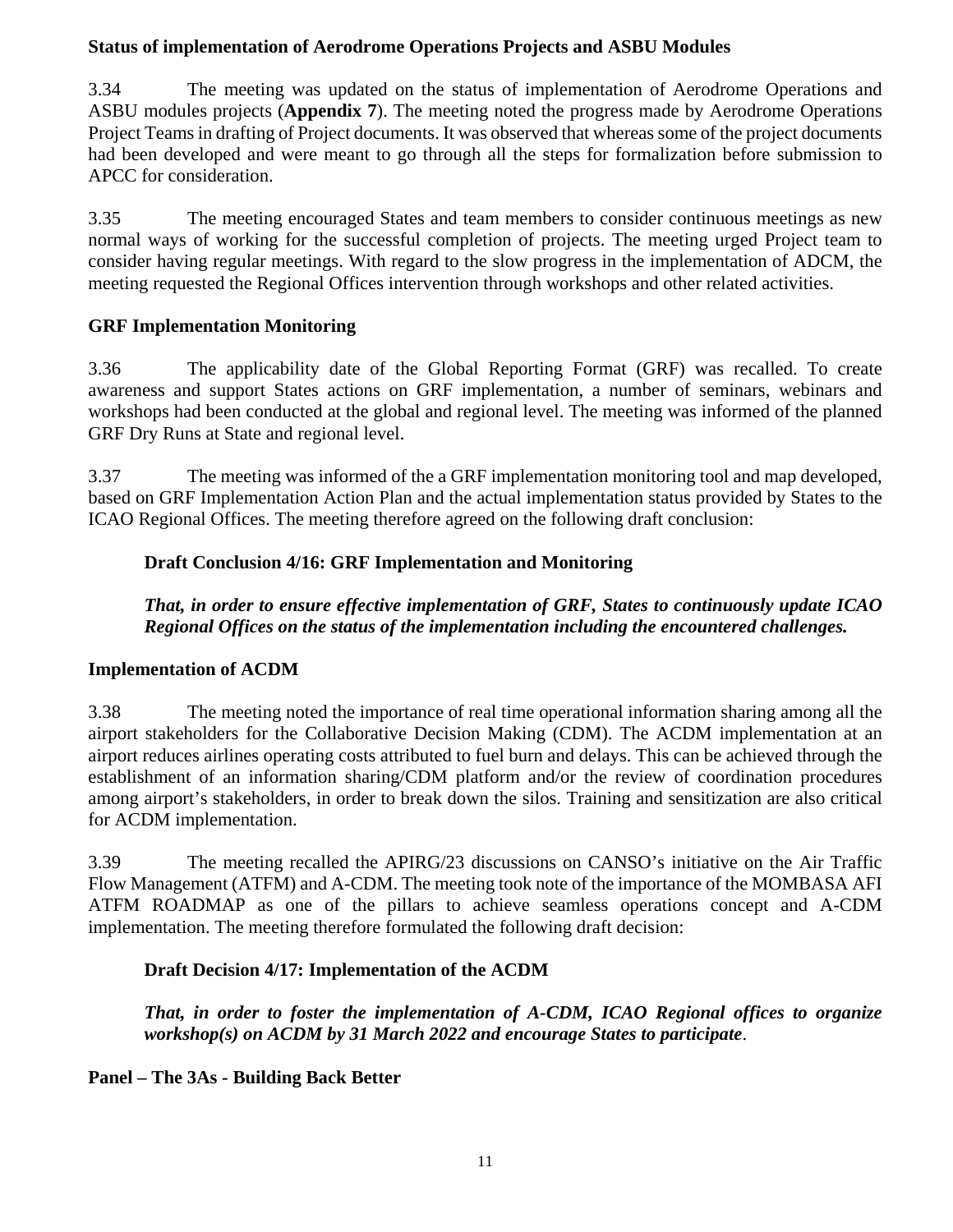**Status of implementation of Aerodrome Operations Projects and ASBU Modules**

3.34 The meeting was updated on the status of implementation of Aerodrome Operations and ASBU modules projects (**Appendix 7**). The meeting noted the progress made by Aerodrome Operations Project Teams in drafting of Project documents. It was observed that whereas some of the project documents had been developed and were meant to go through all the steps for formalization before submission to APCC for consideration.

3.35 The meeting encouraged States and team members to consider continuous meetings as new normal ways of working for the successful completion of projects. The meeting urged Project team to consider having regular meetings. With regard to the slow progress in the implementation of ADCM, the meeting requested the Regional Offices intervention through workshops and other related activities.

**GRF Implementation Monitoring**

3.36 The applicability date of the Global Reporting Format (GRF) was recalled. To create awareness and support States actions on GRF implementation, a number of seminars, webinars and workshops had been conducted at the global and regional level. The meeting was informed of the planned GRF Dry Runs at State and regional level.

3.37 The meeting was informed of the a GRF implementation monitoring tool and map developed, based on GRF Implementation Action Plan and the actual implementation status provided by States to the ICAO Regional Offices. The meeting therefore agreed on the following draft conclusion:

> **Draft Conclusion 4/16: GRF Implementation and Monitoring**
>
> ***That, in order to ensure effective implementation of GRF, States to continuously update ICAO Regional Offices on the status of the implementation including the encountered challenges.***

**Implementation of ACDM**

3.38 The meeting noted the importance of real time operational information sharing among all the airport stakeholders for the Collaborative Decision Making (CDM). The ACDM implementation at an airport reduces airlines operating costs attributed to fuel burn and delays. This can be achieved through the establishment of an information sharing/CDM platform and/or the review of coordination procedures among airport's stakeholders, in order to break down the silos. Training and sensitization are also critical for ACDM implementation.

3.39 The meeting recalled the APIRG/23 discussions on CANSO's initiative on the Air Traffic Flow Management (ATFM) and A-CDM. The meeting took note of the importance of the MOMBASA AFI ATFM ROADMAP as one of the pillars to achieve seamless operations concept and A-CDM implementation. The meeting therefore formulated the following draft decision:

> **Draft Decision 4/17: Implementation of the ACDM**
>
> ***That, in order to foster the implementation of A-CDM, ICAO Regional offices to organize workshop(s) on ACDM by 31 March 2022 and encourage States to participate***.

**Panel – The 3As - Building Back Better**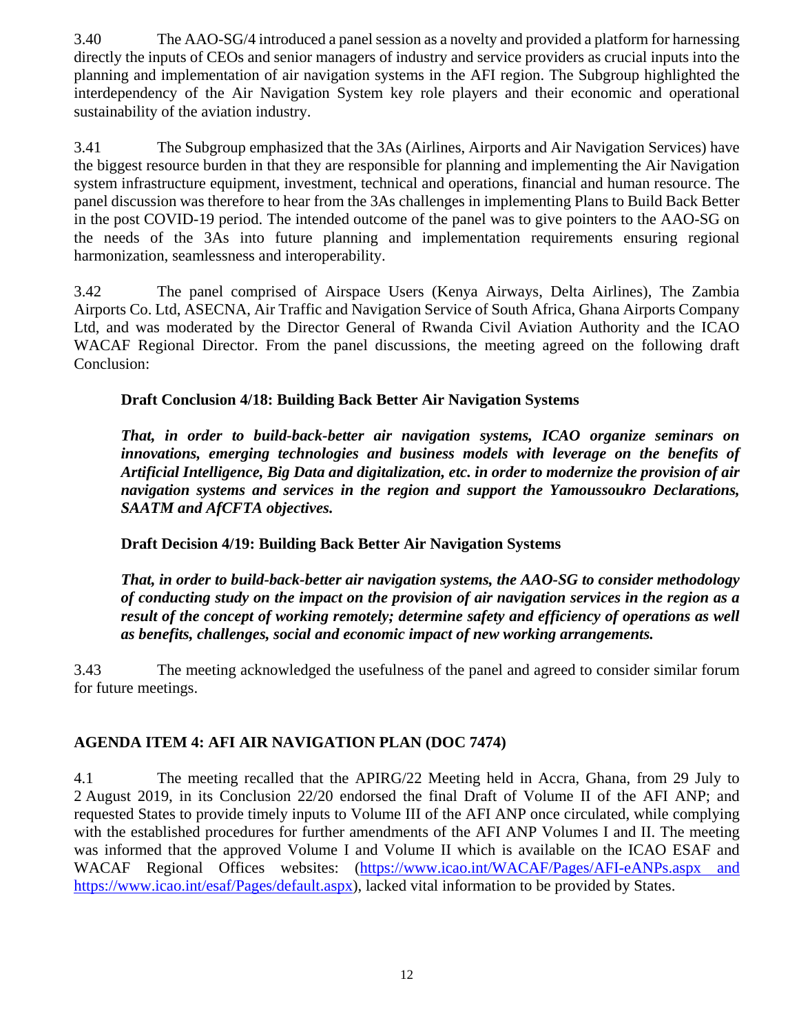3.40 The AAO-SG/4 introduced a panel session as a novelty and provided a platform for harnessing directly the inputs of CEOs and senior managers of industry and service providers as crucial inputs into the planning and implementation of air navigation systems in the AFI region. The Subgroup highlighted the interdependency of the Air Navigation System key role players and their economic and operational sustainability of the aviation industry.

3.41 The Subgroup emphasized that the 3As (Airlines, Airports and Air Navigation Services) have the biggest resource burden in that they are responsible for planning and implementing the Air Navigation system infrastructure equipment, investment, technical and operations, financial and human resource. The panel discussion was therefore to hear from the 3As challenges in implementing Plans to Build Back Better in the post COVID-19 period. The intended outcome of the panel was to give pointers to the AAO-SG on the needs of the 3As into future planning and implementation requirements ensuring regional harmonization, seamlessness and interoperability.

3.42 The panel comprised of Airspace Users (Kenya Airways, Delta Airlines), The Zambia Airports Co. Ltd, ASECNA, Air Traffic and Navigation Service of South Africa, Ghana Airports Company Ltd, and was moderated by the Director General of Rwanda Civil Aviation Authority and the ICAO WACAF Regional Director. From the panel discussions, the meeting agreed on the following draft Conclusion:

**Draft Conclusion 4/18: Building Back Better Air Navigation Systems**

***That, in order to build-back-better air navigation systems, ICAO organize seminars on innovations, emerging technologies and business models with leverage on the benefits of Artificial Intelligence, Big Data and digitalization, etc. in order to modernize the provision of air navigation systems and services in the region and support the Yamoussoukro Declarations, SAATM and AfCFTA objectives.***

**Draft Decision 4/19: Building Back Better Air Navigation Systems**

***That, in order to build-back-better air navigation systems, the AAO-SG to consider methodology of conducting study on the impact on the provision of air navigation services in the region as a result of the concept of working remotely; determine safety and efficiency of operations as well as benefits, challenges, social and economic impact of new working arrangements.***

3.43 The meeting acknowledged the usefulness of the panel and agreed to consider similar forum for future meetings.

## AGENDA ITEM 4: AFI AIR NAVIGATION PLAN (DOC 7474)

4.1 The meeting recalled that the APIRG/22 Meeting held in Accra, Ghana, from 29 July to 2 August 2019, in its Conclusion 22/20 endorsed the final Draft of Volume II of the AFI ANP; and requested States to provide timely inputs to Volume III of the AFI ANP once circulated, while complying with the established procedures for further amendments of the AFI ANP Volumes I and II. The meeting was informed that the approved Volume I and Volume II which is available on the ICAO ESAF and WACAF Regional Offices websites: (https://www.icao.int/WACAF/Pages/AFI-eANPs.aspx and https://www.icao.int/esaf/Pages/default.aspx), lacked vital information to be provided by States.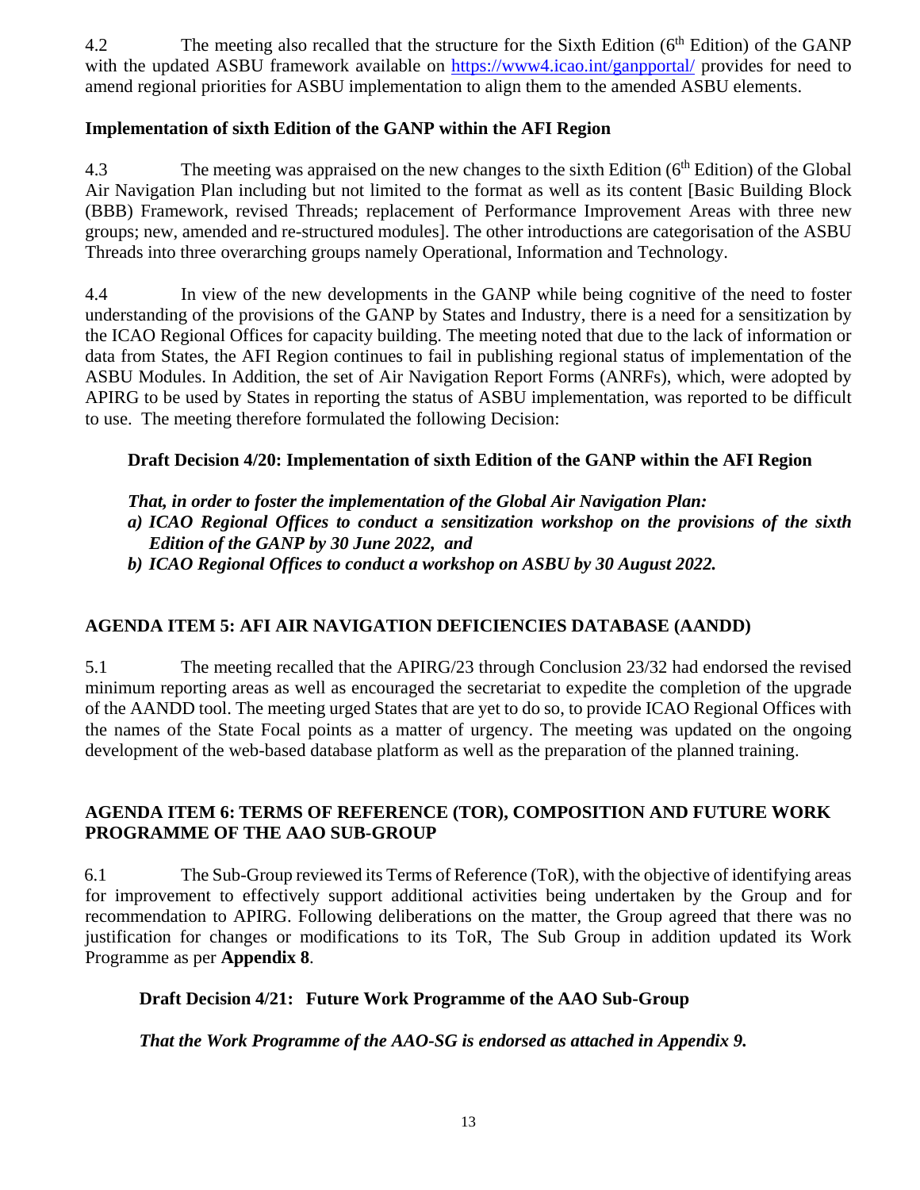4.2 The meeting also recalled that the structure for the Sixth Edition (6th Edition) of the GANP with the updated ASBU framework available on https://www4.icao.int/ganpportal/ provides for need to amend regional priorities for ASBU implementation to align them to the amended ASBU elements.

**Implementation of sixth Edition of the GANP within the AFI Region**

4.3 The meeting was appraised on the new changes to the sixth Edition (6th Edition) of the Global Air Navigation Plan including but not limited to the format as well as its content [Basic Building Block (BBB) Framework, revised Threads; replacement of Performance Improvement Areas with three new groups; new, amended and re-structured modules]. The other introductions are categorisation of the ASBU Threads into three overarching groups namely Operational, Information and Technology.

4.4 In view of the new developments in the GANP while being cognitive of the need to foster understanding of the provisions of the GANP by States and Industry, there is a need for a sensitization by the ICAO Regional Offices for capacity building. The meeting noted that due to the lack of information or data from States, the AFI Region continues to fail in publishing regional status of implementation of the ASBU Modules. In Addition, the set of Air Navigation Report Forms (ANRFs), which, were adopted by APIRG to be used by States in reporting the status of ASBU implementation, was reported to be difficult to use. The meeting therefore formulated the following Decision:

**Draft Decision 4/20: Implementation of sixth Edition of the GANP within the AFI Region**

***That, in order to foster the implementation of the Global Air Navigation Plan:***

***a) ICAO Regional Offices to conduct a sensitization workshop on the provisions of the sixth Edition of the GANP by 30 June 2022, and***

***b) ICAO Regional Offices to conduct a workshop on ASBU by 30 August 2022.***

## AGENDA ITEM 5: AFI AIR NAVIGATION DEFICIENCIES DATABASE (AANDD)

5.1 The meeting recalled that the APIRG/23 through Conclusion 23/32 had endorsed the revised minimum reporting areas as well as encouraged the secretariat to expedite the completion of the upgrade of the AANDD tool. The meeting urged States that are yet to do so, to provide ICAO Regional Offices with the names of the State Focal points as a matter of urgency. The meeting was updated on the ongoing development of the web-based database platform as well as the preparation of the planned training.

## AGENDA ITEM 6: TERMS OF REFERENCE (TOR), COMPOSITION AND FUTURE WORK PROGRAMME OF THE AAO SUB-GROUP

6.1 The Sub-Group reviewed its Terms of Reference (ToR), with the objective of identifying areas for improvement to effectively support additional activities being undertaken by the Group and for recommendation to APIRG. Following deliberations on the matter, the Group agreed that there was no justification for changes or modifications to its ToR, The Sub Group in addition updated its Work Programme as per **Appendix 8**.

**Draft Decision 4/21: Future Work Programme of the AAO Sub-Group**

***That the Work Programme of the AAO-SG is endorsed as attached in Appendix 9.***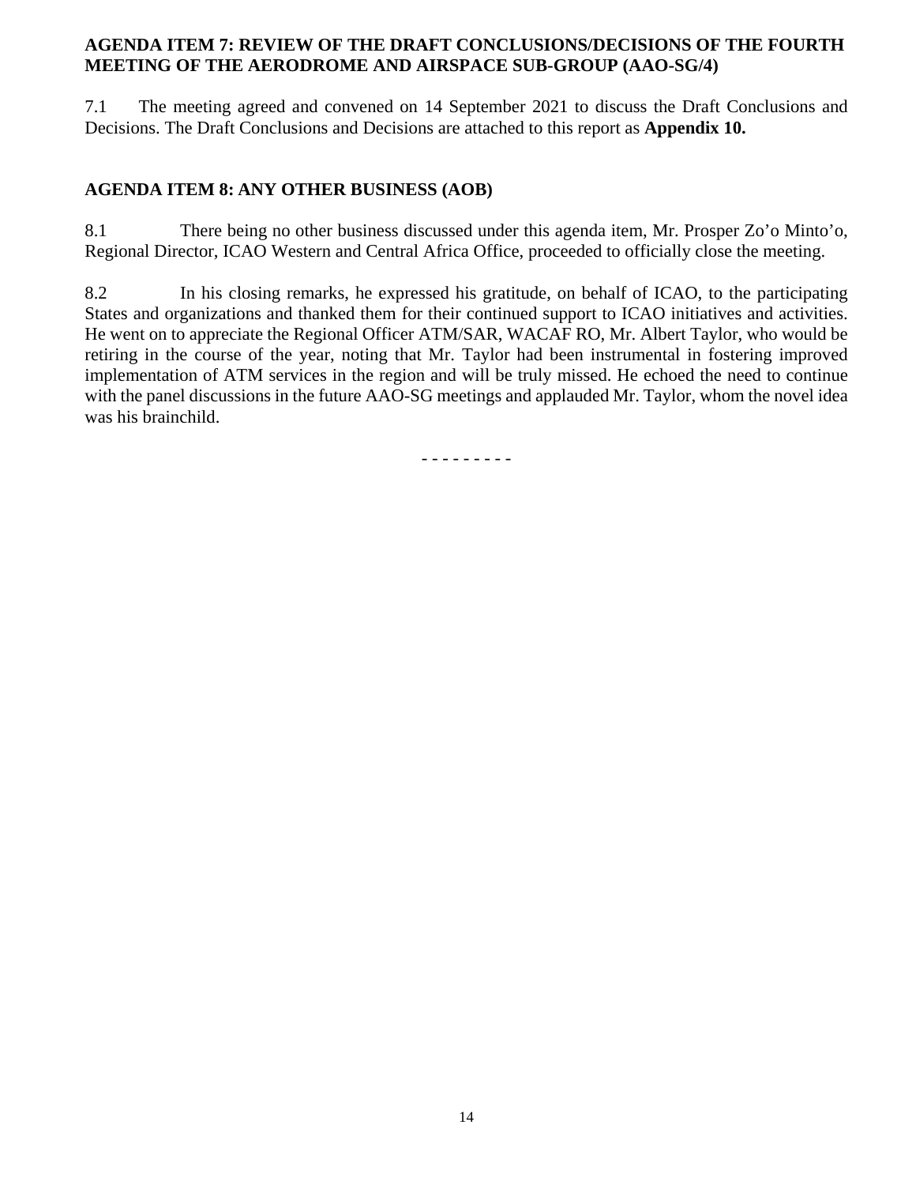**AGENDA ITEM 7: REVIEW OF THE DRAFT CONCLUSIONS/DECISIONS OF THE FOURTH MEETING OF THE AERODROME AND AIRSPACE SUB-GROUP (AAO-SG/4)**

7.1 The meeting agreed and convened on 14 September 2021 to discuss the Draft Conclusions and Decisions. The Draft Conclusions and Decisions are attached to this report as **Appendix 10.**

**AGENDA ITEM 8: ANY OTHER BUSINESS (AOB)**

8.1 There being no other business discussed under this agenda item, Mr. Prosper Zo'o Minto'o, Regional Director, ICAO Western and Central Africa Office, proceeded to officially close the meeting.

8.2 In his closing remarks, he expressed his gratitude, on behalf of ICAO, to the participating States and organizations and thanked them for their continued support to ICAO initiatives and activities. He went on to appreciate the Regional Officer ATM/SAR, WACAF RO, Mr. Albert Taylor, who would be retiring in the course of the year, noting that Mr. Taylor had been instrumental in fostering improved implementation of ATM services in the region and will be truly missed. He echoed the need to continue with the panel discussions in the future AAO-SG meetings and applauded Mr. Taylor, whom the novel idea was his brainchild.

- - - - - - - - -